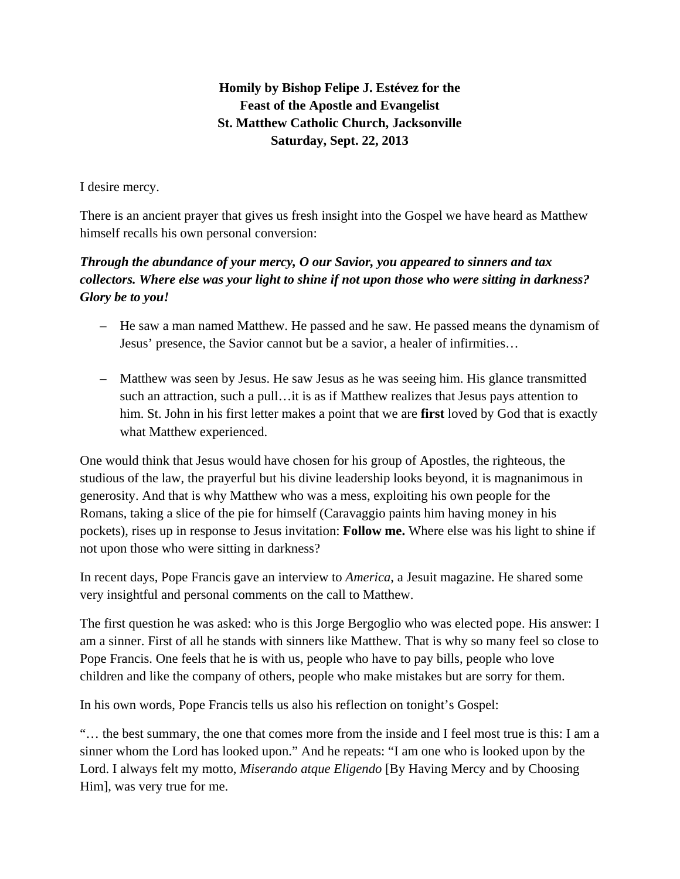**Homily by Bishop Felipe J. Estévez for the**
**Feast of the Apostle and Evangelist**
**St. Matthew Catholic Church, Jacksonville**
**Saturday, Sept. 22, 2013**

I desire mercy.

There is an ancient prayer that gives us fresh insight into the Gospel we have heard as Matthew himself recalls his own personal conversion:

***Through the abundance of your mercy, O our Savior, you appeared to sinners and tax collectors. Where else was your light to shine if not upon those who were sitting in darkness? Glory be to you!***

- He saw a man named Matthew. He passed and he saw. He passed means the dynamism of Jesus' presence, the Savior cannot but be a savior, a healer of infirmities…

- Matthew was seen by Jesus. He saw Jesus as he was seeing him. His glance transmitted such an attraction, such a pull…it is as if Matthew realizes that Jesus pays attention to him. St. John in his first letter makes a point that we are **first** loved by God that is exactly what Matthew experienced.

One would think that Jesus would have chosen for his group of Apostles, the righteous, the studious of the law, the prayerful but his divine leadership looks beyond, it is magnanimous in generosity. And that is why Matthew who was a mess, exploiting his own people for the Romans, taking a slice of the pie for himself (Caravaggio paints him having money in his pockets), rises up in response to Jesus invitation: **Follow me.** Where else was his light to shine if not upon those who were sitting in darkness?

In recent days, Pope Francis gave an interview to *America*, a Jesuit magazine. He shared some very insightful and personal comments on the call to Matthew.

The first question he was asked: who is this Jorge Bergoglio who was elected pope. His answer: I am a sinner. First of all he stands with sinners like Matthew. That is why so many feel so close to Pope Francis. One feels that he is with us, people who have to pay bills, people who love children and like the company of others, people who make mistakes but are sorry for them.

In his own words, Pope Francis tells us also his reflection on tonight's Gospel:

"… the best summary, the one that comes more from the inside and I feel most true is this: I am a sinner whom the Lord has looked upon." And he repeats: "I am one who is looked upon by the Lord. I always felt my motto, *Miserando atque Eligendo* [By Having Mercy and by Choosing Him], was very true for me.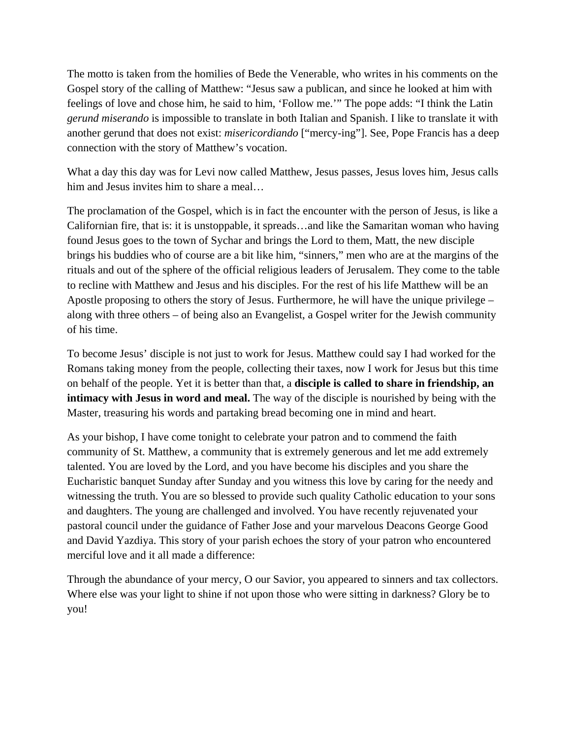The motto is taken from the homilies of Bede the Venerable, who writes in his comments on the Gospel story of the calling of Matthew: "Jesus saw a publican, and since he looked at him with feelings of love and chose him, he said to him, 'Follow me.'" The pope adds: "I think the Latin *gerund miserando* is impossible to translate in both Italian and Spanish. I like to translate it with another gerund that does not exist: *misericordiando* ["mercy-ing"]. See, Pope Francis has a deep connection with the story of Matthew's vocation.

What a day this day was for Levi now called Matthew, Jesus passes, Jesus loves him, Jesus calls him and Jesus invites him to share a meal…

The proclamation of the Gospel, which is in fact the encounter with the person of Jesus, is like a Californian fire, that is: it is unstoppable, it spreads…and like the Samaritan woman who having found Jesus goes to the town of Sychar and brings the Lord to them, Matt, the new disciple brings his buddies who of course are a bit like him, "sinners," men who are at the margins of the rituals and out of the sphere of the official religious leaders of Jerusalem. They come to the table to recline with Matthew and Jesus and his disciples. For the rest of his life Matthew will be an Apostle proposing to others the story of Jesus. Furthermore, he will have the unique privilege – along with three others – of being also an Evangelist, a Gospel writer for the Jewish community of his time.

To become Jesus' disciple is not just to work for Jesus. Matthew could say I had worked for the Romans taking money from the people, collecting their taxes, now I work for Jesus but this time on behalf of the people. Yet it is better than that, a **disciple is called to share in friendship, an intimacy with Jesus in word and meal.** The way of the disciple is nourished by being with the Master, treasuring his words and partaking bread becoming one in mind and heart.

As your bishop, I have come tonight to celebrate your patron and to commend the faith community of St. Matthew, a community that is extremely generous and let me add extremely talented. You are loved by the Lord, and you have become his disciples and you share the Eucharistic banquet Sunday after Sunday and you witness this love by caring for the needy and witnessing the truth. You are so blessed to provide such quality Catholic education to your sons and daughters. The young are challenged and involved. You have recently rejuvenated your pastoral council under the guidance of Father Jose and your marvelous Deacons George Good and David Yazdiya. This story of your parish echoes the story of your patron who encountered merciful love and it all made a difference:

Through the abundance of your mercy, O our Savior, you appeared to sinners and tax collectors. Where else was your light to shine if not upon those who were sitting in darkness? Glory be to you!